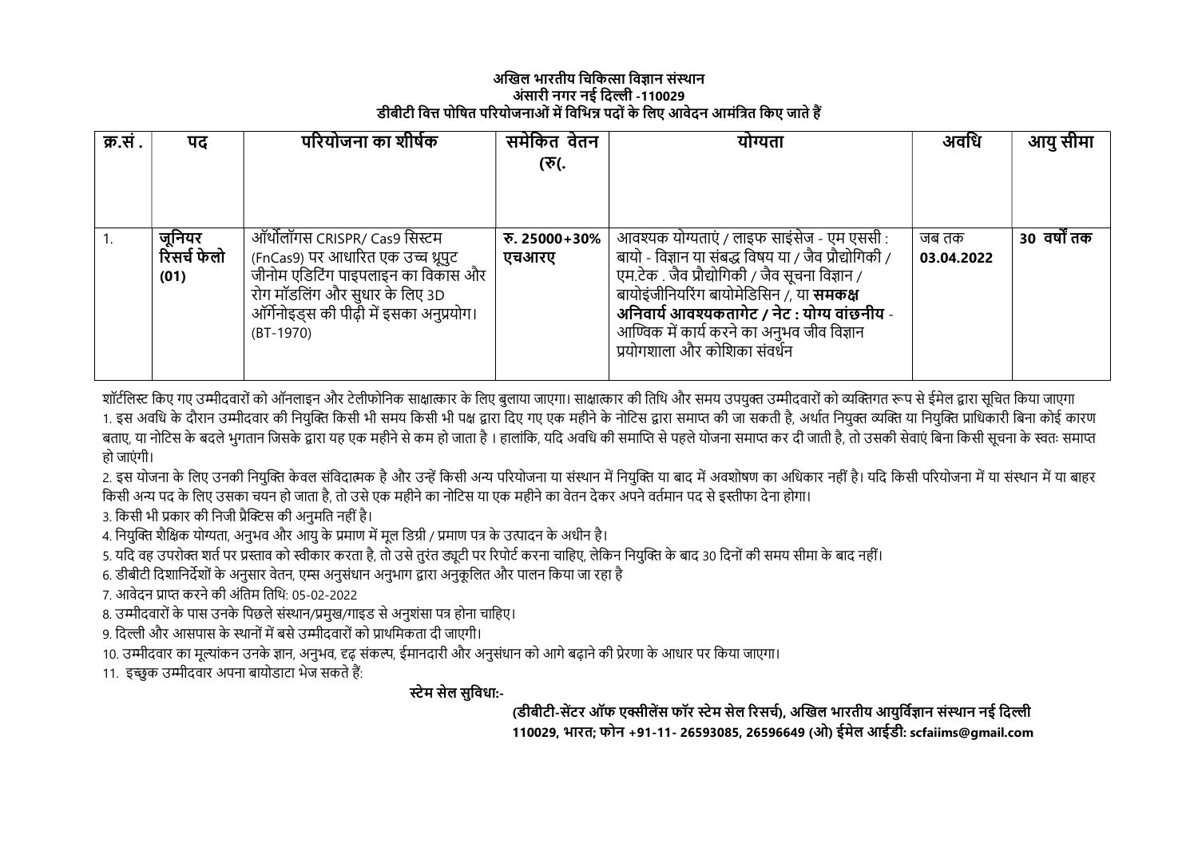**अखिल भारतीय चिकित्सा विज्ञान संस्थान**
**अंसारी नगर नई दिल्ली -110029**
**डीबीटी वित्त पोषित परियोजनाओं में विभिन्न पदों के लिए आवेदन आमंत्रित किए जाते हैं**

| क्र.सं . | पद | परियोजना का शीर्षक | समेकित वेतन (रु(. | योग्यता | अवधि | आयु सीमा |
|---|---|---|---|---|---|---|
| 1. | **जूनियर रिसर्च फेलो (01)** | ऑर्थोलॉगस CRISPR/ Cas9 सिस्टम (FnCas9) पर आधारित एक उच्च थ्रूपुट जीनोम एडिटिंग पाइपलाइन का विकास और रोग मॉडलिंग और सुधार के लिए 3D ऑर्गेनोइड्स की पीढ़ी में इसका अनुप्रयोग। (BT-1970) | **रु. 25000+30% एचआरए** | आवश्यक योग्यताएं / लाइफ साइंसेज - एम एससी : बायो - विज्ञान या संबद्ध विषय या / जैव प्रौद्योगिकी / एम.टेक . जैव प्रौद्योगिकी / जैव सूचना विज्ञान / बायोइंजीनियरिंग बायोमेडिसिन /, या **समकक्ष अनिवार्य आवश्यकतागेट / नेट : योग्य वांछनीय** - आण्विक में कार्य करने का अनुभव जीव विज्ञान प्रयोगशाला और कोशिका संवर्धन | जब तक **03.04.2022** | **30 वर्षों तक** |

शॉर्टलिस्ट किए गए उम्मीदवारों को ऑनलाइन और टेलीफोनिक साक्षात्कार के लिए बुलाया जाएगा। साक्षात्कार की तिथि और समय उपयुक्त उम्मीदवारों को व्यक्तिगत रूप से ईमेल द्वारा सूचित किया जाएगा

1. इस अवधि के दौरान उम्मीदवार की नियुक्ति किसी भी समय किसी भी पक्ष द्वारा दिए गए एक महीने के नोटिस द्वारा समाप्त की जा सकती है, अर्थात नियुक्त व्यक्ति या नियुक्ति प्राधिकारी बिना कोई कारण बताए, या नोटिस के बदले भुगतान जिसके द्वारा यह एक महीने से कम हो जाता है । हालांकि, यदि अवधि की समाप्ति से पहले योजना समाप्त कर दी जाती है, तो उसकी सेवाएं बिना किसी सूचना के स्वतः समाप्त हो जाएंगी।
2. इस योजना के लिए उनकी नियुक्ति केवल संविदात्मक है और उन्हें किसी अन्य परियोजना या संस्थान में नियुक्ति या बाद में अवशोषण का अधिकार नहीं है। यदि किसी परियोजना में या संस्थान में या बाहर किसी अन्य पद के लिए उसका चयन हो जाता है, तो उसे एक महीने का नोटिस या एक महीने का वेतन देकर अपने वर्तमान पद से इस्तीफा देना होगा।
3. किसी भी प्रकार की निजी प्रैक्टिस की अनुमति नहीं है।
4. नियुक्ति शैक्षिक योग्यता, अनुभव और आयु के प्रमाण में मूल डिग्री / प्रमाण पत्र के उत्पादन के अधीन है।
5. यदि वह उपरोक्त शर्त पर प्रस्ताव को स्वीकार करता है, तो उसे तुरंत ड्यूटी पर रिपोर्ट करना चाहिए, लेकिन नियुक्ति के बाद 30 दिनों की समय सीमा के बाद नहीं।
6. डीबीटी दिशानिर्देशों के अनुसार वेतन, एम्स अनुसंधान अनुभाग द्वारा अनुकूलित और पालन किया जा रहा है
7. आवेदन प्राप्त करने की अंतिम तिथि: 05-02-2022
8. उम्मीदवारों के पास उनके पिछले संस्थान/प्रमुख/गाइड से अनुशंसा पत्र होना चाहिए।
9. दिल्ली और आसपास के स्थानों में बसे उम्मीदवारों को प्राथमिकता दी जाएगी।
10. उम्मीदवार का मूल्यांकन उनके ज्ञान, अनुभव, दृढ़ संकल्प, ईमानदारी और अनुसंधान को आगे बढ़ाने की प्रेरणा के आधार पर किया जाएगा।
11. इच्छुक उम्मीदवार अपना बायोडाटा भेज सकते हैं:

**स्टेम सेल सुविधा:-**

**(डीबीटी-सेंटर ऑफ एक्सीलेंस फॉर स्टेम सेल रिसर्च), अखिल भारतीय आयुर्विज्ञान संस्थान नई दिल्ली 110029, भारत; फोन +91-11- 26593085, 26596649 (ओ) ईमेल आईडी: scfaiims@gmail.com**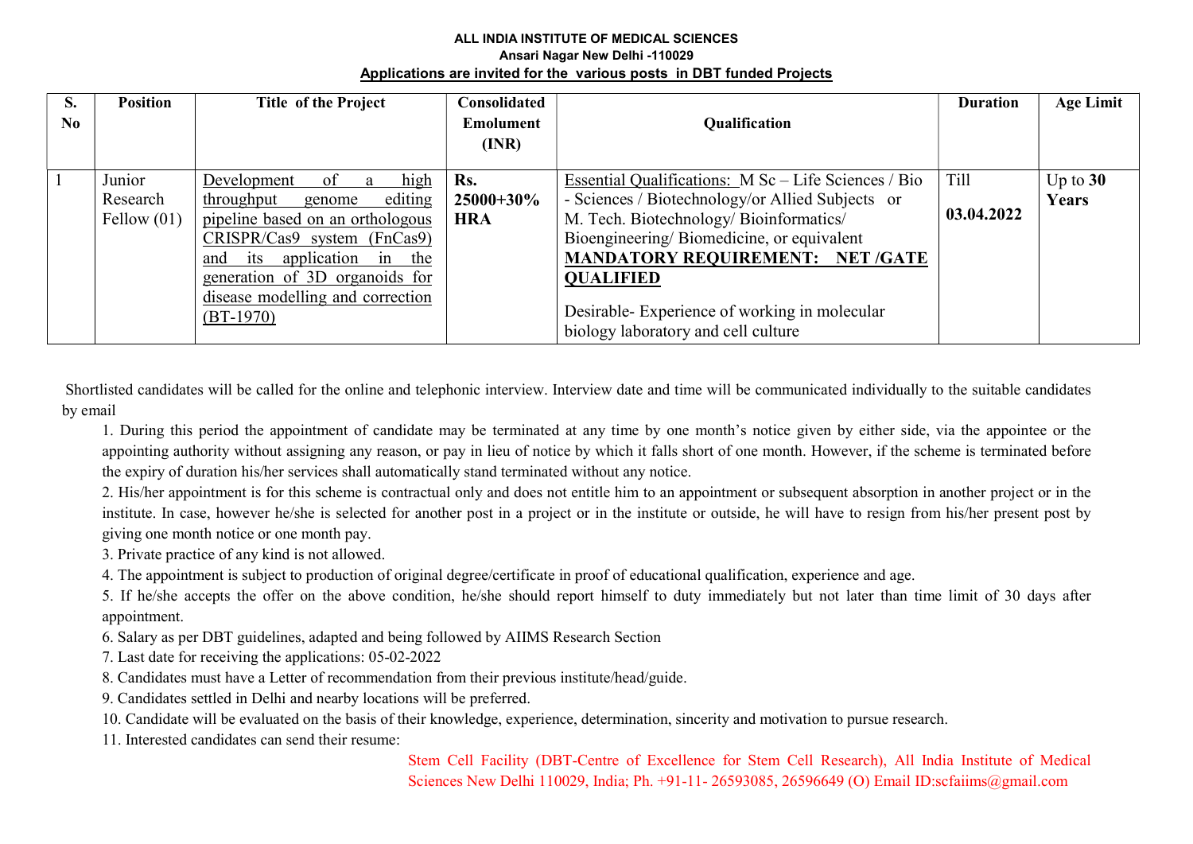**ALL INDIA INSTITUTE OF MEDICAL SCIENCES**

**Ansari Nagar New Delhi -110029**

**Applications are invited for the various posts in DBT funded Projects**

| S. No | Position | Title of the Project | Consolidated Emolument (INR) | Qualification | Duration | Age Limit |
|---|---|---|---|---|---|---|
| 1 | Junior Research Fellow (01) | Development of a high throughput genome editing pipeline based on an orthologous CRISPR/Cas9 system (FnCas9) and its application in the generation of 3D organoids for disease modelling and correction (BT-1970) | **Rs. 25000+30% HRA** | Essential Qualifications: M Sc – Life Sciences / Bio - Sciences / Biotechnology/or Allied Subjects or M. Tech. Biotechnology/ Bioinformatics/ Bioengineering/ Biomedicine, or equivalent **MANDATORY REQUIREMENT: NET /GATE QUALIFIED** Desirable- Experience of working in molecular biology laboratory and cell culture | Till **03.04.2022** | Up to **30 Years** |

Shortlisted candidates will be called for the online and telephonic interview. Interview date and time will be communicated individually to the suitable candidates by email

1. During this period the appointment of candidate may be terminated at any time by one month's notice given by either side, via the appointee or the appointing authority without assigning any reason, or pay in lieu of notice by which it falls short of one month. However, if the scheme is terminated before the expiry of duration his/her services shall automatically stand terminated without any notice.
2. His/her appointment is for this scheme is contractual only and does not entitle him to an appointment or subsequent absorption in another project or in the institute. In case, however he/she is selected for another post in a project or in the institute or outside, he will have to resign from his/her present post by giving one month notice or one month pay.
3. Private practice of any kind is not allowed.
4. The appointment is subject to production of original degree/certificate in proof of educational qualification, experience and age.
5. If he/she accepts the offer on the above condition, he/she should report himself to duty immediately but not later than time limit of 30 days after appointment.
6. Salary as per DBT guidelines, adapted and being followed by AIIMS Research Section
7. Last date for receiving the applications: 05-02-2022
8. Candidates must have a Letter of recommendation from their previous institute/head/guide.
9. Candidates settled in Delhi and nearby locations will be preferred.
10. Candidate will be evaluated on the basis of their knowledge, experience, determination, sincerity and motivation to pursue research.
11. Interested candidates can send their resume:

Stem Cell Facility (DBT-Centre of Excellence for Stem Cell Research), All India Institute of Medical Sciences New Delhi 110029, India; Ph. +91-11- 26593085, 26596649 (O) Email ID:scfaiims@gmail.com